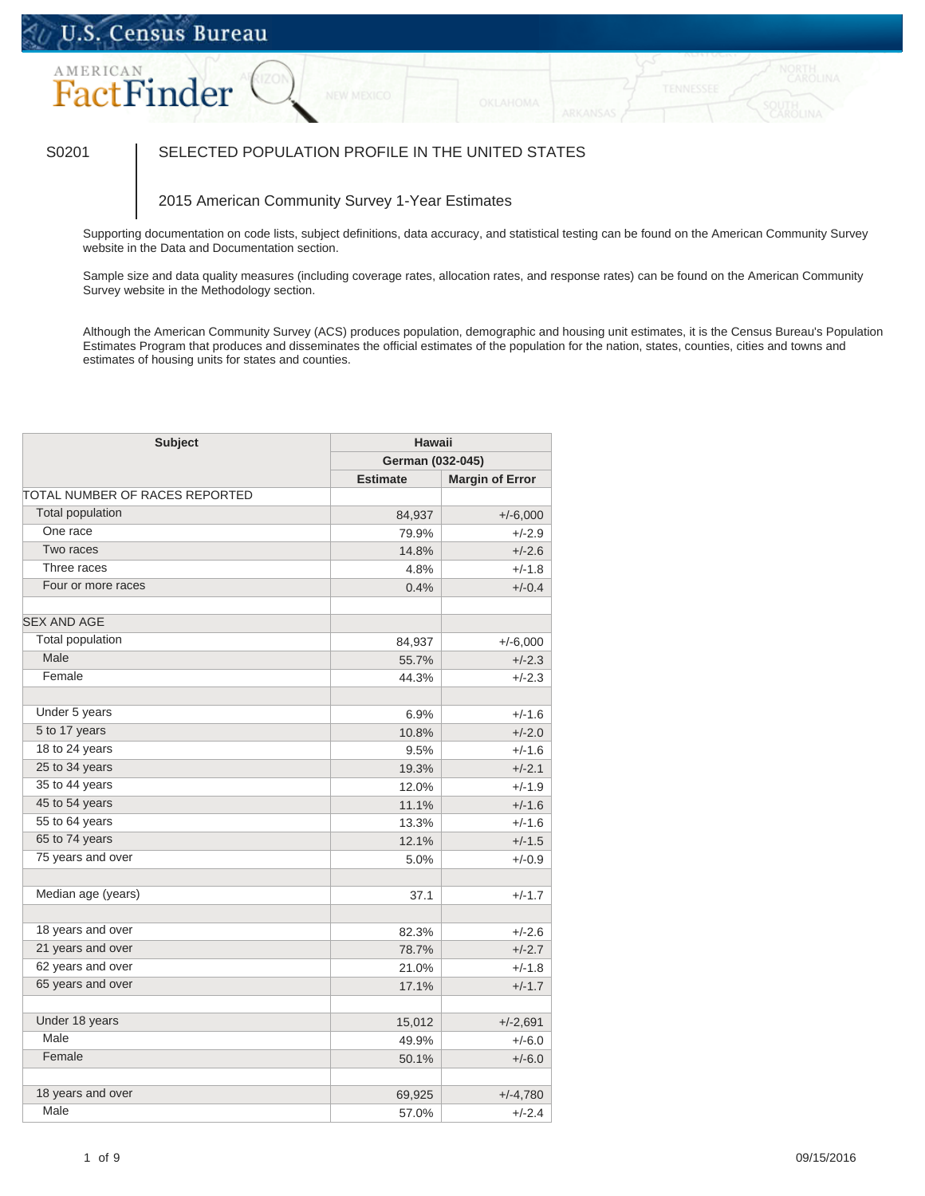S0201 | SELECTED POPULATION PROFILE IN THE UNITED STATES

2015 American Community Survey 1-Year Estimates

Supporting documentation on code lists, subject definitions, data accuracy, and statistical testing can be found on the American Community Survey website in the Data and Documentation section.

Sample size and data quality measures (including coverage rates, allocation rates, and response rates) can be found on the American Community Survey website in the Methodology section.

Although the American Community Survey (ACS) produces population, demographic and housing unit estimates, it is the Census Bureau's Population Estimates Program that produces and disseminates the official estimates of the population for the nation, states, counties, cities and towns and estimates of housing units for states and counties.

| Subject | Hawaii | |
|---|---|---|
| | German (032-045) | |
| | Estimate | Margin of Error |
| TOTAL NUMBER OF RACES REPORTED | | |
| Total population | 84,937 | +/-6,000 |
| One race | 79.9% | +/-2.9 |
| Two races | 14.8% | +/-2.6 |
| Three races | 4.8% | +/-1.8 |
| Four or more races | 0.4% | +/-0.4 |
| | | |
| SEX AND AGE | | |
| Total population | 84,937 | +/-6,000 |
| Male | 55.7% | +/-2.3 |
| Female | 44.3% | +/-2.3 |
| | | |
| Under 5 years | 6.9% | +/-1.6 |
| 5 to 17 years | 10.8% | +/-2.0 |
| 18 to 24 years | 9.5% | +/-1.6 |
| 25 to 34 years | 19.3% | +/-2.1 |
| 35 to 44 years | 12.0% | +/-1.9 |
| 45 to 54 years | 11.1% | +/-1.6 |
| 55 to 64 years | 13.3% | +/-1.6 |
| 65 to 74 years | 12.1% | +/-1.5 |
| 75 years and over | 5.0% | +/-0.9 |
| | | |
| Median age (years) | 37.1 | +/-1.7 |
| | | |
| 18 years and over | 82.3% | +/-2.6 |
| 21 years and over | 78.7% | +/-2.7 |
| 62 years and over | 21.0% | +/-1.8 |
| 65 years and over | 17.1% | +/-1.7 |
| | | |
| Under 18 years | 15,012 | +/-2,691 |
| Male | 49.9% | +/-6.0 |
| Female | 50.1% | +/-6.0 |
| | | |
| 18 years and over | 69,925 | +/-4,780 |
| Male | 57.0% | +/-2.4 |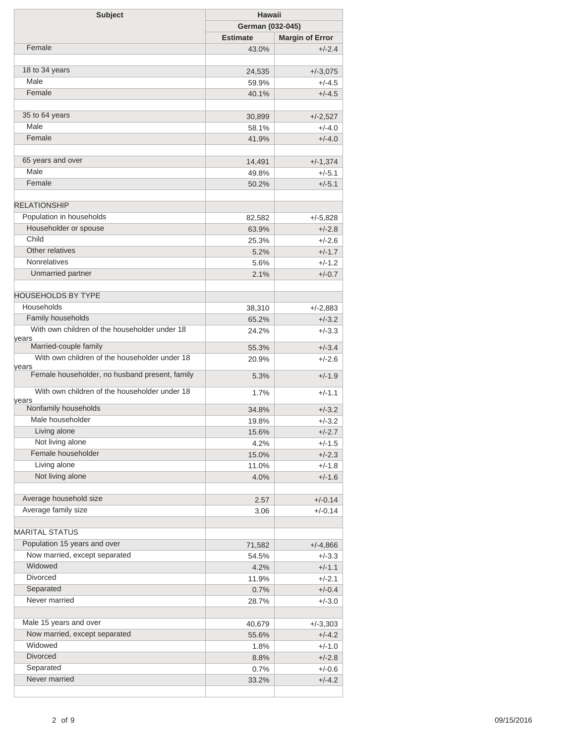| Subject | Hawaii | |
|---|---|---|
| | German (032-045) | |
| | Estimate | Margin of Error |
| Female | 43.0% | +/-2.4 |
| | | |
| 18 to 34 years | 24,535 | +/-3,075 |
| Male | 59.9% | +/-4.5 |
| Female | 40.1% | +/-4.5 |
| | | |
| 35 to 64 years | 30,899 | +/-2,527 |
| Male | 58.1% | +/-4.0 |
| Female | 41.9% | +/-4.0 |
| | | |
| 65 years and over | 14,491 | +/-1,374 |
| Male | 49.8% | +/-5.1 |
| Female | 50.2% | +/-5.1 |
| | | |
| RELATIONSHIP | | |
| Population in households | 82,582 | +/-5,828 |
| Householder or spouse | 63.9% | +/-2.8 |
| Child | 25.3% | +/-2.6 |
| Other relatives | 5.2% | +/-1.7 |
| Nonrelatives | 5.6% | +/-1.2 |
| Unmarried partner | 2.1% | +/-0.7 |
| | | |
| HOUSEHOLDS BY TYPE | | |
| Households | 38,310 | +/-2,883 |
| Family households | 65.2% | +/-3.2 |
| With own children of the householder under 18 years | 24.2% | +/-3.3 |
| Married-couple family | 55.3% | +/-3.4 |
| With own children of the householder under 18 years | 20.9% | +/-2.6 |
| Female householder, no husband present, family | 5.3% | +/-1.9 |
| With own children of the householder under 18 years | 1.7% | +/-1.1 |
| Nonfamily households | 34.8% | +/-3.2 |
| Male householder | 19.8% | +/-3.2 |
| Living alone | 15.6% | +/-2.7 |
| Not living alone | 4.2% | +/-1.5 |
| Female householder | 15.0% | +/-2.3 |
| Living alone | 11.0% | +/-1.8 |
| Not living alone | 4.0% | +/-1.6 |
| | | |
| Average household size | 2.57 | +/-0.14 |
| Average family size | 3.06 | +/-0.14 |
| | | |
| MARITAL STATUS | | |
| Population 15 years and over | 71,582 | +/-4,866 |
| Now married, except separated | 54.5% | +/-3.3 |
| Widowed | 4.2% | +/-1.1 |
| Divorced | 11.9% | +/-2.1 |
| Separated | 0.7% | +/-0.4 |
| Never married | 28.7% | +/-3.0 |
| | | |
| Male 15 years and over | 40,679 | +/-3,303 |
| Now married, except separated | 55.6% | +/-4.2 |
| Widowed | 1.8% | +/-1.0 |
| Divorced | 8.8% | +/-2.8 |
| Separated | 0.7% | +/-0.6 |
| Never married | 33.2% | +/-4.2 |
| | | |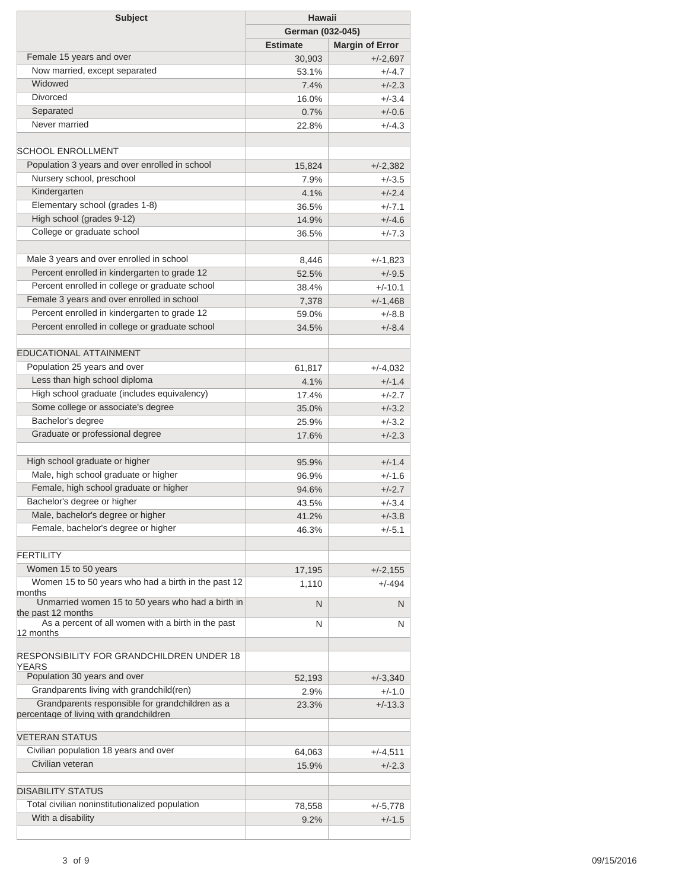| Subject | Hawaii | |
|---|---|---|
| | German (032-045) | |
| | Estimate | Margin of Error |
| Female 15 years and over | 30,903 | +/-2,697 |
| Now married, except separated | 53.1% | +/-4.7 |
| Widowed | 7.4% | +/-2.3 |
| Divorced | 16.0% | +/-3.4 |
| Separated | 0.7% | +/-0.6 |
| Never married | 22.8% | +/-4.3 |
| | | |
| SCHOOL ENROLLMENT | | |
| Population 3 years and over enrolled in school | 15,824 | +/-2,382 |
| Nursery school, preschool | 7.9% | +/-3.5 |
| Kindergarten | 4.1% | +/-2.4 |
| Elementary school (grades 1-8) | 36.5% | +/-7.1 |
| High school (grades 9-12) | 14.9% | +/-4.6 |
| College or graduate school | 36.5% | +/-7.3 |
| | | |
| Male 3 years and over enrolled in school | 8,446 | +/-1,823 |
| Percent enrolled in kindergarten to grade 12 | 52.5% | +/-9.5 |
| Percent enrolled in college or graduate school | 38.4% | +/-10.1 |
| Female 3 years and over enrolled in school | 7,378 | +/-1,468 |
| Percent enrolled in kindergarten to grade 12 | 59.0% | +/-8.8 |
| Percent enrolled in college or graduate school | 34.5% | +/-8.4 |
| | | |
| EDUCATIONAL ATTAINMENT | | |
| Population 25 years and over | 61,817 | +/-4,032 |
| Less than high school diploma | 4.1% | +/-1.4 |
| High school graduate (includes equivalency) | 17.4% | +/-2.7 |
| Some college or associate's degree | 35.0% | +/-3.2 |
| Bachelor's degree | 25.9% | +/-3.2 |
| Graduate or professional degree | 17.6% | +/-2.3 |
| | | |
| High school graduate or higher | 95.9% | +/-1.4 |
| Male, high school graduate or higher | 96.9% | +/-1.6 |
| Female, high school graduate or higher | 94.6% | +/-2.7 |
| Bachelor's degree or higher | 43.5% | +/-3.4 |
| Male, bachelor's degree or higher | 41.2% | +/-3.8 |
| Female, bachelor's degree or higher | 46.3% | +/-5.1 |
| | | |
| FERTILITY | | |
| Women 15 to 50 years | 17,195 | +/-2,155 |
| Women 15 to 50 years who had a birth in the past 12 months | 1,110 | +/-494 |
| Unmarried women 15 to 50 years who had a birth in the past 12 months | N | N |
| As a percent of all women with a birth in the past 12 months | N | N |
| | | |
| RESPONSIBILITY FOR GRANDCHILDREN UNDER 18 YEARS | | |
| Population 30 years and over | 52,193 | +/-3,340 |
| Grandparents living with grandchild(ren) | 2.9% | +/-1.0 |
| Grandparents responsible for grandchildren as a percentage of living with grandchildren | 23.3% | +/-13.3 |
| | | |
| VETERAN STATUS | | |
| Civilian population 18 years and over | 64,063 | +/-4,511 |
| Civilian veteran | 15.9% | +/-2.3 |
| | | |
| DISABILITY STATUS | | |
| Total civilian noninstitutionalized population | 78,558 | +/-5,778 |
| With a disability | 9.2% | +/-1.5 |
| | | |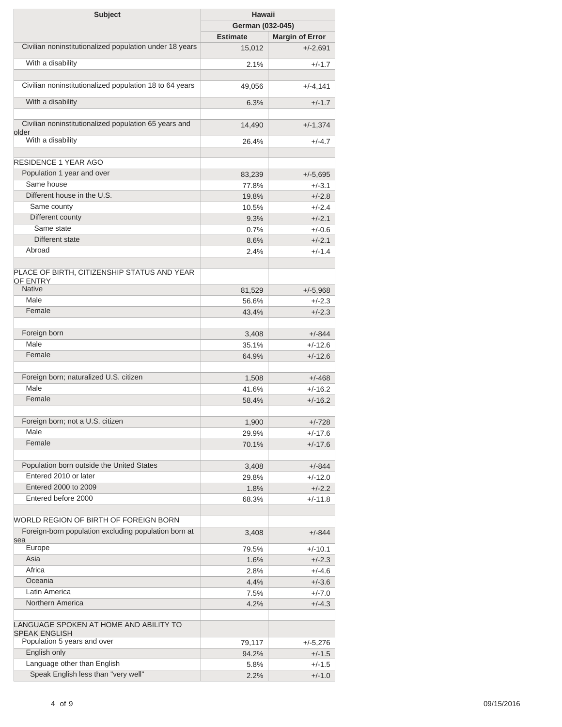| Subject | Hawaii | |
|---|---|---|
| | German (032-045) | |
| | Estimate | Margin of Error |
| Civilian noninstitutionalized population under 18 years | 15,012 | +/-2,691 |
| With a disability | 2.1% | +/-1.7 |
| | | |
| Civilian noninstitutionalized population 18 to 64 years | 49,056 | +/-4,141 |
| With a disability | 6.3% | +/-1.7 |
| | | |
| Civilian noninstitutionalized population 65 years and older | 14,490 | +/-1,374 |
| With a disability | 26.4% | +/-4.7 |
| | | |
| RESIDENCE 1 YEAR AGO | | |
| Population 1 year and over | 83,239 | +/-5,695 |
| Same house | 77.8% | +/-3.1 |
| Different house in the U.S. | 19.8% | +/-2.8 |
| Same county | 10.5% | +/-2.4 |
| Different county | 9.3% | +/-2.1 |
| Same state | 0.7% | +/-0.6 |
| Different state | 8.6% | +/-2.1 |
| Abroad | 2.4% | +/-1.4 |
| | | |
| PLACE OF BIRTH, CITIZENSHIP STATUS AND YEAR OF ENTRY | | |
| Native | 81,529 | +/-5,968 |
| Male | 56.6% | +/-2.3 |
| Female | 43.4% | +/-2.3 |
| | | |
| Foreign born | 3,408 | +/-844 |
| Male | 35.1% | +/-12.6 |
| Female | 64.9% | +/-12.6 |
| | | |
| Foreign born; naturalized U.S. citizen | 1,508 | +/-468 |
| Male | 41.6% | +/-16.2 |
| Female | 58.4% | +/-16.2 |
| | | |
| Foreign born; not a U.S. citizen | 1,900 | +/-728 |
| Male | 29.9% | +/-17.6 |
| Female | 70.1% | +/-17.6 |
| | | |
| Population born outside the United States | 3,408 | +/-844 |
| Entered 2010 or later | 29.8% | +/-12.0 |
| Entered 2000 to 2009 | 1.8% | +/-2.2 |
| Entered before 2000 | 68.3% | +/-11.8 |
| | | |
| WORLD REGION OF BIRTH OF FOREIGN BORN | | |
| Foreign-born population excluding population born at sea | 3,408 | +/-844 |
| Europe | 79.5% | +/-10.1 |
| Asia | 1.6% | +/-2.3 |
| Africa | 2.8% | +/-4.6 |
| Oceania | 4.4% | +/-3.6 |
| Latin America | 7.5% | +/-7.0 |
| Northern America | 4.2% | +/-4.3 |
| | | |
| LANGUAGE SPOKEN AT HOME AND ABILITY TO SPEAK ENGLISH | | |
| Population 5 years and over | 79,117 | +/-5,276 |
| English only | 94.2% | +/-1.5 |
| Language other than English | 5.8% | +/-1.5 |
| Speak English less than "very well" | 2.2% | +/-1.0 |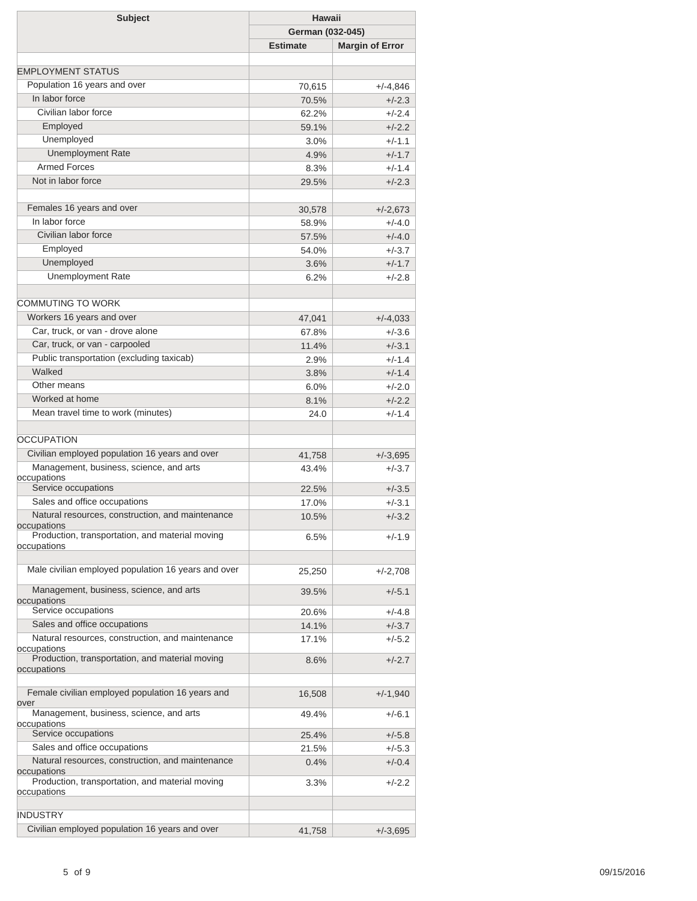| Subject | Hawaii | |
|---|---|---|
| | German (032-045) | |
| | Estimate | Margin of Error |
| | | |
| EMPLOYMENT STATUS | | |
| Population 16 years and over | 70,615 | +/-4,846 |
| In labor force | 70.5% | +/-2.3 |
| Civilian labor force | 62.2% | +/-2.4 |
| Employed | 59.1% | +/-2.2 |
| Unemployed | 3.0% | +/-1.1 |
| Unemployment Rate | 4.9% | +/-1.7 |
| Armed Forces | 8.3% | +/-1.4 |
| Not in labor force | 29.5% | +/-2.3 |
| | | |
| Females 16 years and over | 30,578 | +/-2,673 |
| In labor force | 58.9% | +/-4.0 |
| Civilian labor force | 57.5% | +/-4.0 |
| Employed | 54.0% | +/-3.7 |
| Unemployed | 3.6% | +/-1.7 |
| Unemployment Rate | 6.2% | +/-2.8 |
| | | |
| COMMUTING TO WORK | | |
| Workers 16 years and over | 47,041 | +/-4,033 |
| Car, truck, or van - drove alone | 67.8% | +/-3.6 |
| Car, truck, or van - carpooled | 11.4% | +/-3.1 |
| Public transportation (excluding taxicab) | 2.9% | +/-1.4 |
| Walked | 3.8% | +/-1.4 |
| Other means | 6.0% | +/-2.0 |
| Worked at home | 8.1% | +/-2.2 |
| Mean travel time to work (minutes) | 24.0 | +/-1.4 |
| | | |
| OCCUPATION | | |
| Civilian employed population 16 years and over | 41,758 | +/-3,695 |
| Management, business, science, and arts occupations | 43.4% | +/-3.7 |
| Service occupations | 22.5% | +/-3.5 |
| Sales and office occupations | 17.0% | +/-3.1 |
| Natural resources, construction, and maintenance occupations | 10.5% | +/-3.2 |
| Production, transportation, and material moving occupations | 6.5% | +/-1.9 |
| | | |
| Male civilian employed population 16 years and over | 25,250 | +/-2,708 |
| Management, business, science, and arts occupations | 39.5% | +/-5.1 |
| Service occupations | 20.6% | +/-4.8 |
| Sales and office occupations | 14.1% | +/-3.7 |
| Natural resources, construction, and maintenance occupations | 17.1% | +/-5.2 |
| Production, transportation, and material moving occupations | 8.6% | +/-2.7 |
| | | |
| Female civilian employed population 16 years and over | 16,508 | +/-1,940 |
| Management, business, science, and arts occupations | 49.4% | +/-6.1 |
| Service occupations | 25.4% | +/-5.8 |
| Sales and office occupations | 21.5% | +/-5.3 |
| Natural resources, construction, and maintenance occupations | 0.4% | +/-0.4 |
| Production, transportation, and material moving occupations | 3.3% | +/-2.2 |
| | | |
| INDUSTRY | | |
| Civilian employed population 16 years and over | 41,758 | +/-3,695 |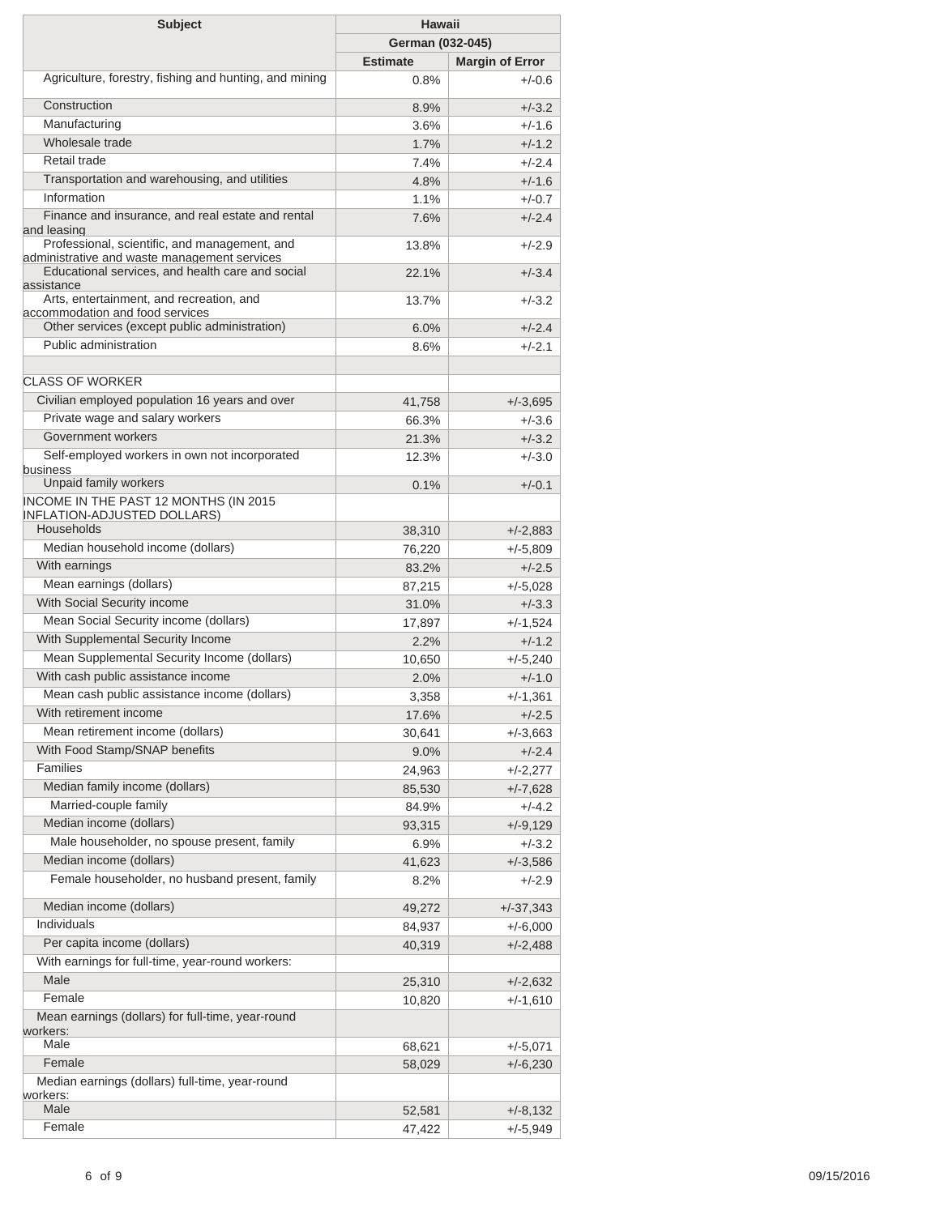| Subject | Hawaii | |
|---|---|---|
| | German (032-045) | |
| | Estimate | Margin of Error |
| Agriculture, forestry, fishing and hunting, and mining | 0.8% | +/-0.6 |
| Construction | 8.9% | +/-3.2 |
| Manufacturing | 3.6% | +/-1.6 |
| Wholesale trade | 1.7% | +/-1.2 |
| Retail trade | 7.4% | +/-2.4 |
| Transportation and warehousing, and utilities | 4.8% | +/-1.6 |
| Information | 1.1% | +/-0.7 |
| Finance and insurance, and real estate and rental and leasing | 7.6% | +/-2.4 |
| Professional, scientific, and management, and administrative and waste management services | 13.8% | +/-2.9 |
| Educational services, and health care and social assistance | 22.1% | +/-3.4 |
| Arts, entertainment, and recreation, and accommodation and food services | 13.7% | +/-3.2 |
| Other services (except public administration) | 6.0% | +/-2.4 |
| Public administration | 8.6% | +/-2.1 |
| | | |
| CLASS OF WORKER | | |
| Civilian employed population 16 years and over | 41,758 | +/-3,695 |
| Private wage and salary workers | 66.3% | +/-3.6 |
| Government workers | 21.3% | +/-3.2 |
| Self-employed workers in own not incorporated business | 12.3% | +/-3.0 |
| Unpaid family workers | 0.1% | +/-0.1 |
| INCOME IN THE PAST 12 MONTHS (IN 2015 INFLATION-ADJUSTED DOLLARS) | | |
| Households | 38,310 | +/-2,883 |
| Median household income (dollars) | 76,220 | +/-5,809 |
| With earnings | 83.2% | +/-2.5 |
| Mean earnings (dollars) | 87,215 | +/-5,028 |
| With Social Security income | 31.0% | +/-3.3 |
| Mean Social Security income (dollars) | 17,897 | +/-1,524 |
| With Supplemental Security Income | 2.2% | +/-1.2 |
| Mean Supplemental Security Income (dollars) | 10,650 | +/-5,240 |
| With cash public assistance income | 2.0% | +/-1.0 |
| Mean cash public assistance income (dollars) | 3,358 | +/-1,361 |
| With retirement income | 17.6% | +/-2.5 |
| Mean retirement income (dollars) | 30,641 | +/-3,663 |
| With Food Stamp/SNAP benefits | 9.0% | +/-2.4 |
| Families | 24,963 | +/-2,277 |
| Median family income (dollars) | 85,530 | +/-7,628 |
| Married-couple family | 84.9% | +/-4.2 |
| Median income (dollars) | 93,315 | +/-9,129 |
| Male householder, no spouse present, family | 6.9% | +/-3.2 |
| Median income (dollars) | 41,623 | +/-3,586 |
| Female householder, no husband present, family | 8.2% | +/-2.9 |
| Median income (dollars) | 49,272 | +/-37,343 |
| Individuals | 84,937 | +/-6,000 |
| Per capita income (dollars) | 40,319 | +/-2,488 |
| With earnings for full-time, year-round workers: | | |
| Male | 25,310 | +/-2,632 |
| Female | 10,820 | +/-1,610 |
| Mean earnings (dollars) for full-time, year-round workers: | | |
| Male | 68,621 | +/-5,071 |
| Female | 58,029 | +/-6,230 |
| Median earnings (dollars) full-time, year-round workers: | | |
| Male | 52,581 | +/-8,132 |
| Female | 47,422 | +/-5,949 |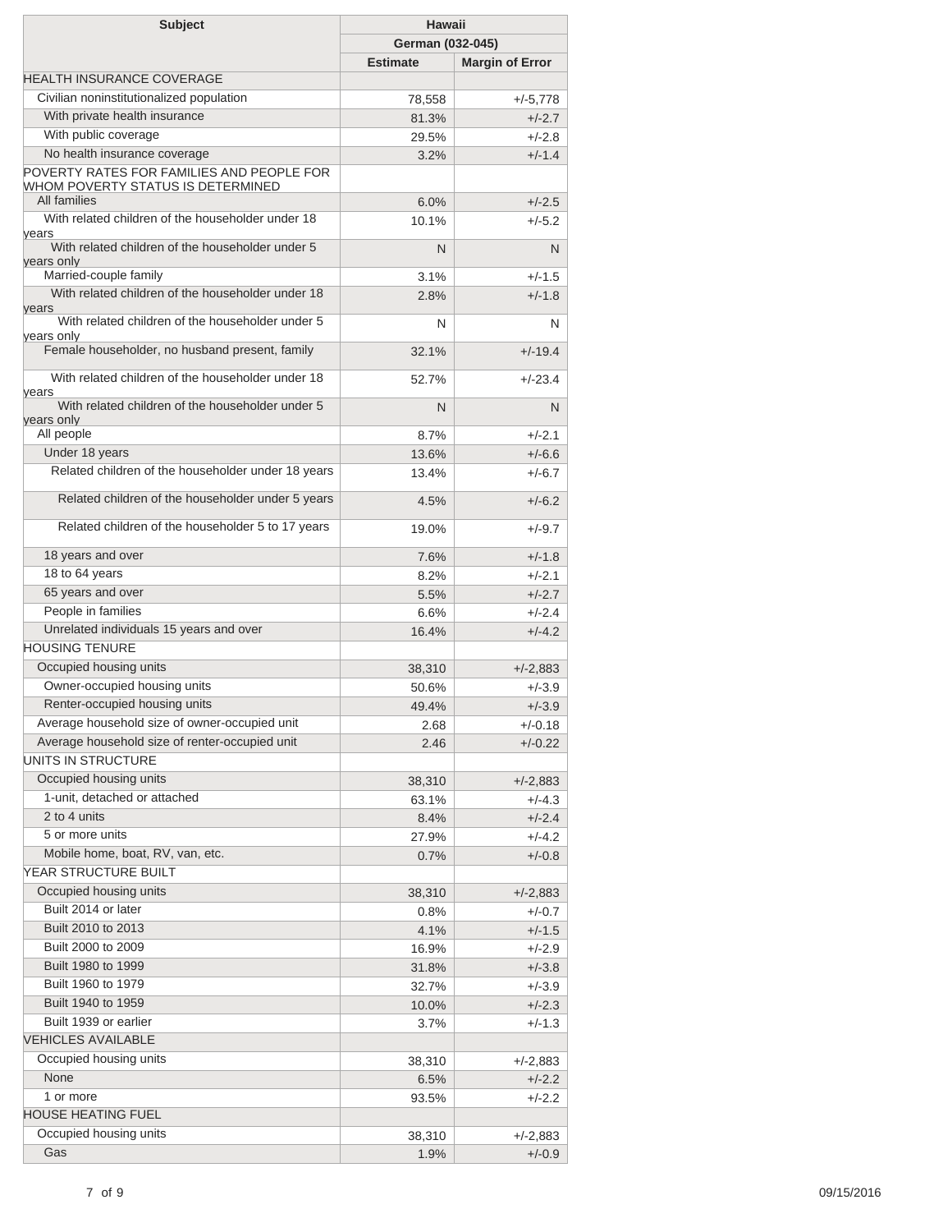| Subject | Hawaii | |
|---|---|---|
| | German (032-045) | |
| | Estimate | Margin of Error |
| HEALTH INSURANCE COVERAGE | | |
| Civilian noninstitutionalized population | 78,558 | +/-5,778 |
| With private health insurance | 81.3% | +/-2.7 |
| With public coverage | 29.5% | +/-2.8 |
| No health insurance coverage | 3.2% | +/-1.4 |
| POVERTY RATES FOR FAMILIES AND PEOPLE FOR WHOM POVERTY STATUS IS DETERMINED | | |
| All families | 6.0% | +/-2.5 |
| With related children of the householder under 18 years | 10.1% | +/-5.2 |
| With related children of the householder under 5 years only | N | N |
| Married-couple family | 3.1% | +/-1.5 |
| With related children of the householder under 18 years | 2.8% | +/-1.8 |
| With related children of the householder under 5 years only | N | N |
| Female householder, no husband present, family | 32.1% | +/-19.4 |
| With related children of the householder under 18 years | 52.7% | +/-23.4 |
| With related children of the householder under 5 years only | N | N |
| All people | 8.7% | +/-2.1 |
| Under 18 years | 13.6% | +/-6.6 |
| Related children of the householder under 18 years | 13.4% | +/-6.7 |
| Related children of the householder under 5 years | 4.5% | +/-6.2 |
| Related children of the householder 5 to 17 years | 19.0% | +/-9.7 |
| 18 years and over | 7.6% | +/-1.8 |
| 18 to 64 years | 8.2% | +/-2.1 |
| 65 years and over | 5.5% | +/-2.7 |
| People in families | 6.6% | +/-2.4 |
| Unrelated individuals 15 years and over | 16.4% | +/-4.2 |
| HOUSING TENURE | | |
| Occupied housing units | 38,310 | +/-2,883 |
| Owner-occupied housing units | 50.6% | +/-3.9 |
| Renter-occupied housing units | 49.4% | +/-3.9 |
| Average household size of owner-occupied unit | 2.68 | +/-0.18 |
| Average household size of renter-occupied unit | 2.46 | +/-0.22 |
| UNITS IN STRUCTURE | | |
| Occupied housing units | 38,310 | +/-2,883 |
| 1-unit, detached or attached | 63.1% | +/-4.3 |
| 2 to 4 units | 8.4% | +/-2.4 |
| 5 or more units | 27.9% | +/-4.2 |
| Mobile home, boat, RV, van, etc. | 0.7% | +/-0.8 |
| YEAR STRUCTURE BUILT | | |
| Occupied housing units | 38,310 | +/-2,883 |
| Built 2014 or later | 0.8% | +/-0.7 |
| Built 2010 to 2013 | 4.1% | +/-1.5 |
| Built 2000 to 2009 | 16.9% | +/-2.9 |
| Built 1980 to 1999 | 31.8% | +/-3.8 |
| Built 1960 to 1979 | 32.7% | +/-3.9 |
| Built 1940 to 1959 | 10.0% | +/-2.3 |
| Built 1939 or earlier | 3.7% | +/-1.3 |
| VEHICLES AVAILABLE | | |
| Occupied housing units | 38,310 | +/-2,883 |
| None | 6.5% | +/-2.2 |
| 1 or more | 93.5% | +/-2.2 |
| HOUSE HEATING FUEL | | |
| Occupied housing units | 38,310 | +/-2,883 |
| Gas | 1.9% | +/-0.9 |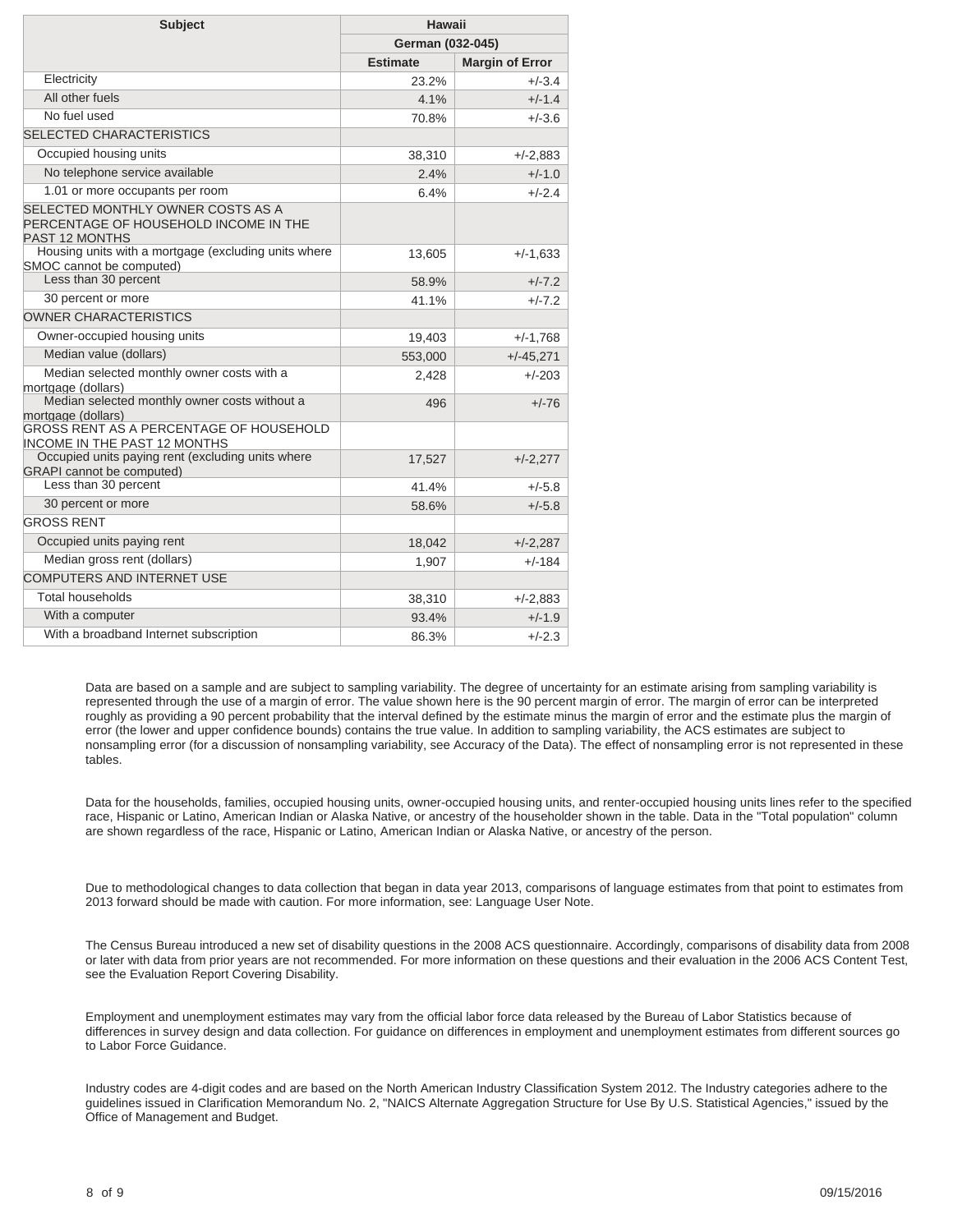| Subject | Hawaii | |
|---|---|---|
| | German (032-045) | |
| | Estimate | Margin of Error |
| Electricity | 23.2% | +/-3.4 |
| All other fuels | 4.1% | +/-1.4 |
| No fuel used | 70.8% | +/-3.6 |
| SELECTED CHARACTERISTICS | | |
| Occupied housing units | 38,310 | +/-2,883 |
| No telephone service available | 2.4% | +/-1.0 |
| 1.01 or more occupants per room | 6.4% | +/-2.4 |
| SELECTED MONTHLY OWNER COSTS AS A PERCENTAGE OF HOUSEHOLD INCOME IN THE PAST 12 MONTHS | | |
| Housing units with a mortgage (excluding units where SMOC cannot be computed) | 13,605 | +/-1,633 |
| Less than 30 percent | 58.9% | +/-7.2 |
| 30 percent or more | 41.1% | +/-7.2 |
| OWNER CHARACTERISTICS | | |
| Owner-occupied housing units | 19,403 | +/-1,768 |
| Median value (dollars) | 553,000 | +/-45,271 |
| Median selected monthly owner costs with a mortgage (dollars) | 2,428 | +/-203 |
| Median selected monthly owner costs without a mortgage (dollars) | 496 | +/-76 |
| GROSS RENT AS A PERCENTAGE OF HOUSEHOLD INCOME IN THE PAST 12 MONTHS | | |
| Occupied units paying rent (excluding units where GRAPI cannot be computed) | 17,527 | +/-2,277 |
| Less than 30 percent | 41.4% | +/-5.8 |
| 30 percent or more | 58.6% | +/-5.8 |
| GROSS RENT | | |
| Occupied units paying rent | 18,042 | +/-2,287 |
| Median gross rent (dollars) | 1,907 | +/-184 |
| COMPUTERS AND INTERNET USE | | |
| Total households | 38,310 | +/-2,883 |
| With a computer | 93.4% | +/-1.9 |
| With a broadband Internet subscription | 86.3% | +/-2.3 |

Data are based on a sample and are subject to sampling variability. The degree of uncertainty for an estimate arising from sampling variability is represented through the use of a margin of error. The value shown here is the 90 percent margin of error. The margin of error can be interpreted roughly as providing a 90 percent probability that the interval defined by the estimate minus the margin of error and the estimate plus the margin of error (the lower and upper confidence bounds) contains the true value. In addition to sampling variability, the ACS estimates are subject to nonsampling error (for a discussion of nonsampling variability, see Accuracy of the Data). The effect of nonsampling error is not represented in these tables.

Data for the households, families, occupied housing units, owner-occupied housing units, and renter-occupied housing units lines refer to the specified race, Hispanic or Latino, American Indian or Alaska Native, or ancestry of the householder shown in the table. Data in the "Total population" column are shown regardless of the race, Hispanic or Latino, American Indian or Alaska Native, or ancestry of the person.

Due to methodological changes to data collection that began in data year 2013, comparisons of language estimates from that point to estimates from 2013 forward should be made with caution. For more information, see: Language User Note.

The Census Bureau introduced a new set of disability questions in the 2008 ACS questionnaire. Accordingly, comparisons of disability data from 2008 or later with data from prior years are not recommended. For more information on these questions and their evaluation in the 2006 ACS Content Test, see the Evaluation Report Covering Disability.

Employment and unemployment estimates may vary from the official labor force data released by the Bureau of Labor Statistics because of differences in survey design and data collection. For guidance on differences in employment and unemployment estimates from different sources go to Labor Force Guidance.

Industry codes are 4-digit codes and are based on the North American Industry Classification System 2012. The Industry categories adhere to the guidelines issued in Clarification Memorandum No. 2, "NAICS Alternate Aggregation Structure for Use By U.S. Statistical Agencies," issued by the Office of Management and Budget.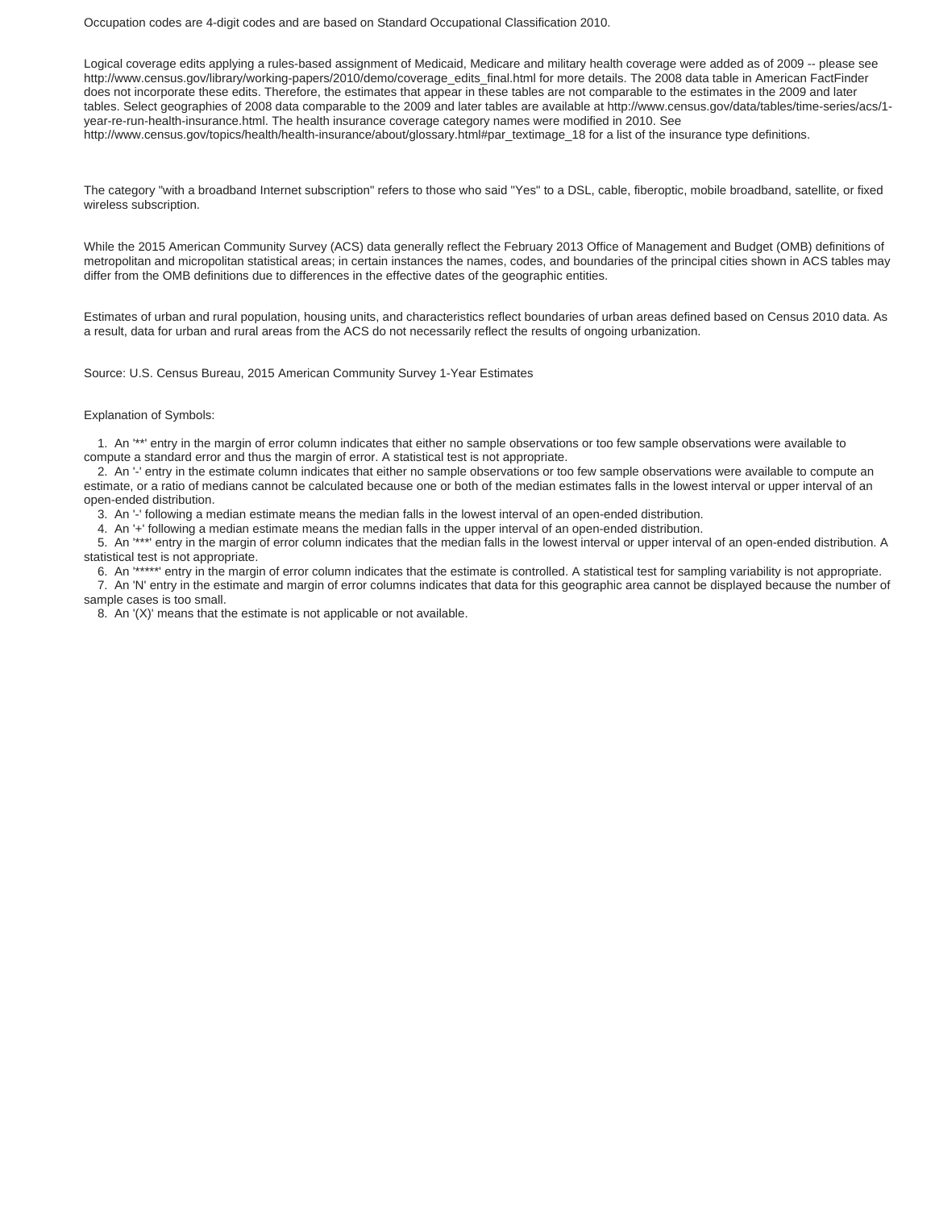Occupation codes are 4-digit codes and are based on Standard Occupational Classification 2010.

Logical coverage edits applying a rules-based assignment of Medicaid, Medicare and military health coverage were added as of 2009 -- please see http://www.census.gov/library/working-papers/2010/demo/coverage_edits_final.html for more details. The 2008 data table in American FactFinder does not incorporate these edits. Therefore, the estimates that appear in these tables are not comparable to the estimates in the 2009 and later tables. Select geographies of 2008 data comparable to the 2009 and later tables are available at http://www.census.gov/data/tables/time-series/acs/1-year-re-run-health-insurance.html. The health insurance coverage category names were modified in 2010. See http://www.census.gov/topics/health/health-insurance/about/glossary.html#par_textimage_18 for a list of the insurance type definitions.

The category "with a broadband Internet subscription" refers to those who said "Yes" to a DSL, cable, fiberoptic, mobile broadband, satellite, or fixed wireless subscription.

While the 2015 American Community Survey (ACS) data generally reflect the February 2013 Office of Management and Budget (OMB) definitions of metropolitan and micropolitan statistical areas; in certain instances the names, codes, and boundaries of the principal cities shown in ACS tables may differ from the OMB definitions due to differences in the effective dates of the geographic entities.

Estimates of urban and rural population, housing units, and characteristics reflect boundaries of urban areas defined based on Census 2010 data. As a result, data for urban and rural areas from the ACS do not necessarily reflect the results of ongoing urbanization.

Source: U.S. Census Bureau, 2015 American Community Survey 1-Year Estimates

Explanation of Symbols:

1. An '**' entry in the margin of error column indicates that either no sample observations or too few sample observations were available to compute a standard error and thus the margin of error. A statistical test is not appropriate.
2. An '-' entry in the estimate column indicates that either no sample observations or too few sample observations were available to compute an estimate, or a ratio of medians cannot be calculated because one or both of the median estimates falls in the lowest interval or upper interval of an open-ended distribution.
3. An '-' following a median estimate means the median falls in the lowest interval of an open-ended distribution.
4. An '+' following a median estimate means the median falls in the upper interval of an open-ended distribution.
5. An '***' entry in the margin of error column indicates that the median falls in the lowest interval or upper interval of an open-ended distribution. A statistical test is not appropriate.
6. An '*****' entry in the margin of error column indicates that the estimate is controlled. A statistical test for sampling variability is not appropriate.
7. An 'N' entry in the estimate and margin of error columns indicates that data for this geographic area cannot be displayed because the number of sample cases is too small.
8. An '(X)' means that the estimate is not applicable or not available.